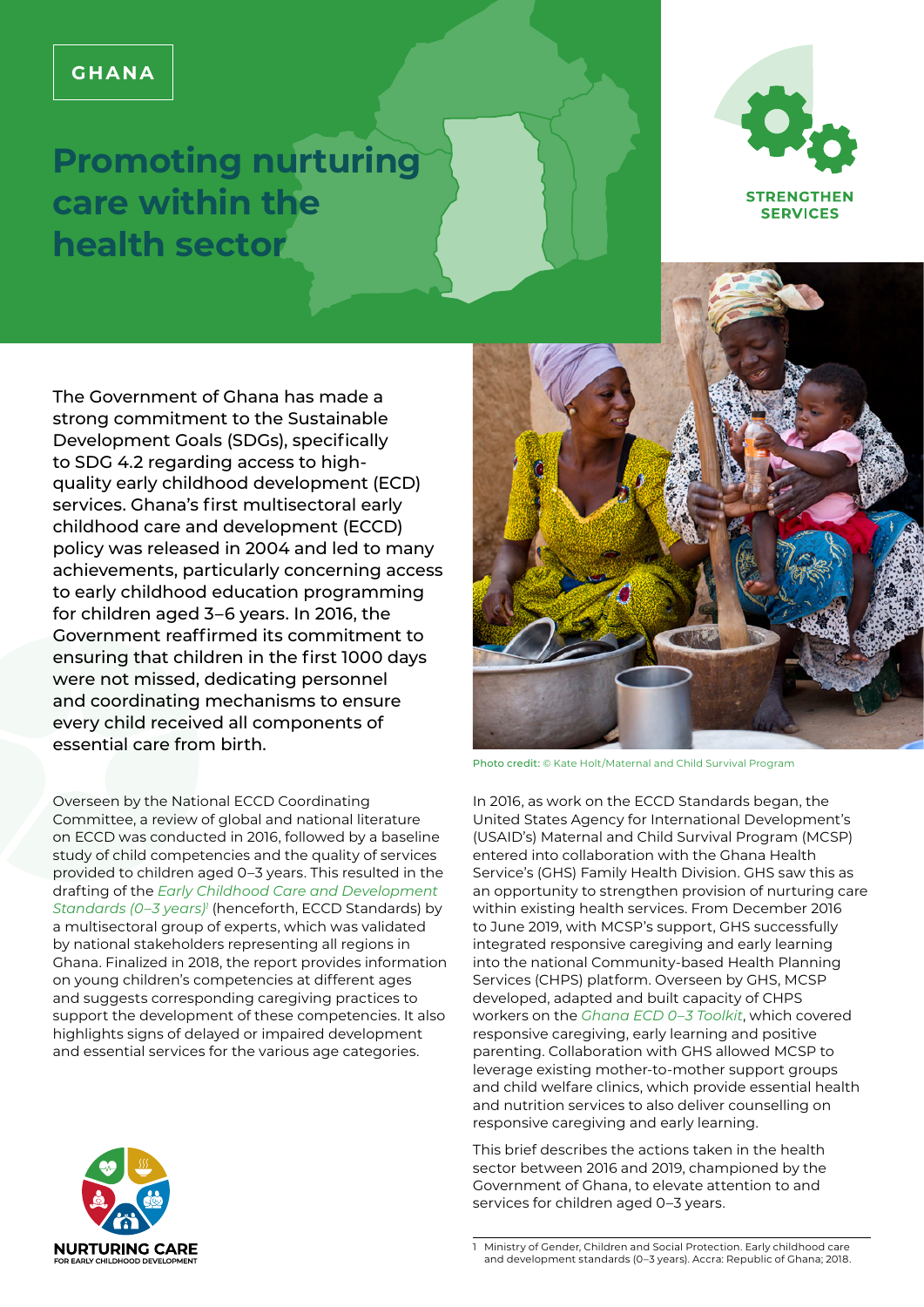GHANA

# Promoting nurturing care within the health sector

STRENGTHEN SERVICES

The Government of Ghana has made a strong commitment to the Sustainable Development Goals (SDGs), specifically to SDG 4.2 regarding access to high-quality early childhood development (ECD) services. Ghana's first multisectoral early childhood care and development (ECCD) policy was released in 2004 and led to many achievements, particularly concerning access to early childhood education programming for children aged 3–6 years. In 2016, the Government reaffirmed its commitment to ensuring that children in the first 1000 days were not missed, dedicating personnel and coordinating mechanisms to ensure every child received all components of essential care from birth.

Photo credit: © Kate Holt/Maternal and Child Survival Program

Overseen by the National ECCD Coordinating Committee, a review of global and national literature on ECCD was conducted in 2016, followed by a baseline study of child competencies and the quality of services provided to children aged 0–3 years. This resulted in the drafting of the *Early Childhood Care and Development Standards (0–3 years)*[1] (henceforth, ECCD Standards) by a multisectoral group of experts, which was validated by national stakeholders representing all regions in Ghana. Finalized in 2018, the report provides information on young children's competencies at different ages and suggests corresponding caregiving practices to support the development of these competencies. It also highlights signs of delayed or impaired development and essential services for the various age categories.

In 2016, as work on the ECCD Standards began, the United States Agency for International Development's (USAID's) Maternal and Child Survival Program (MCSP) entered into collaboration with the Ghana Health Service's (GHS) Family Health Division. GHS saw this as an opportunity to strengthen provision of nurturing care within existing health services. From December 2016 to June 2019, with MCSP's support, GHS successfully integrated responsive caregiving and early learning into the national Community-based Health Planning Services (CHPS) platform. Overseen by GHS, MCSP developed, adapted and built capacity of CHPS workers on the *Ghana ECD 0–3 Toolkit*, which covered responsive caregiving, early learning and positive parenting. Collaboration with GHS allowed MCSP to leverage existing mother-to-mother support groups and child welfare clinics, which provide essential health and nutrition services to also deliver counselling on responsive caregiving and early learning.

This brief describes the actions taken in the health sector between 2016 and 2019, championed by the Government of Ghana, to elevate attention to and services for children aged 0–3 years.

NURTURING CARE FOR EARLY CHILDHOOD DEVELOPMENT

1 Ministry of Gender, Children and Social Protection. Early childhood care and development standards (0–3 years). Accra: Republic of Ghana; 2018.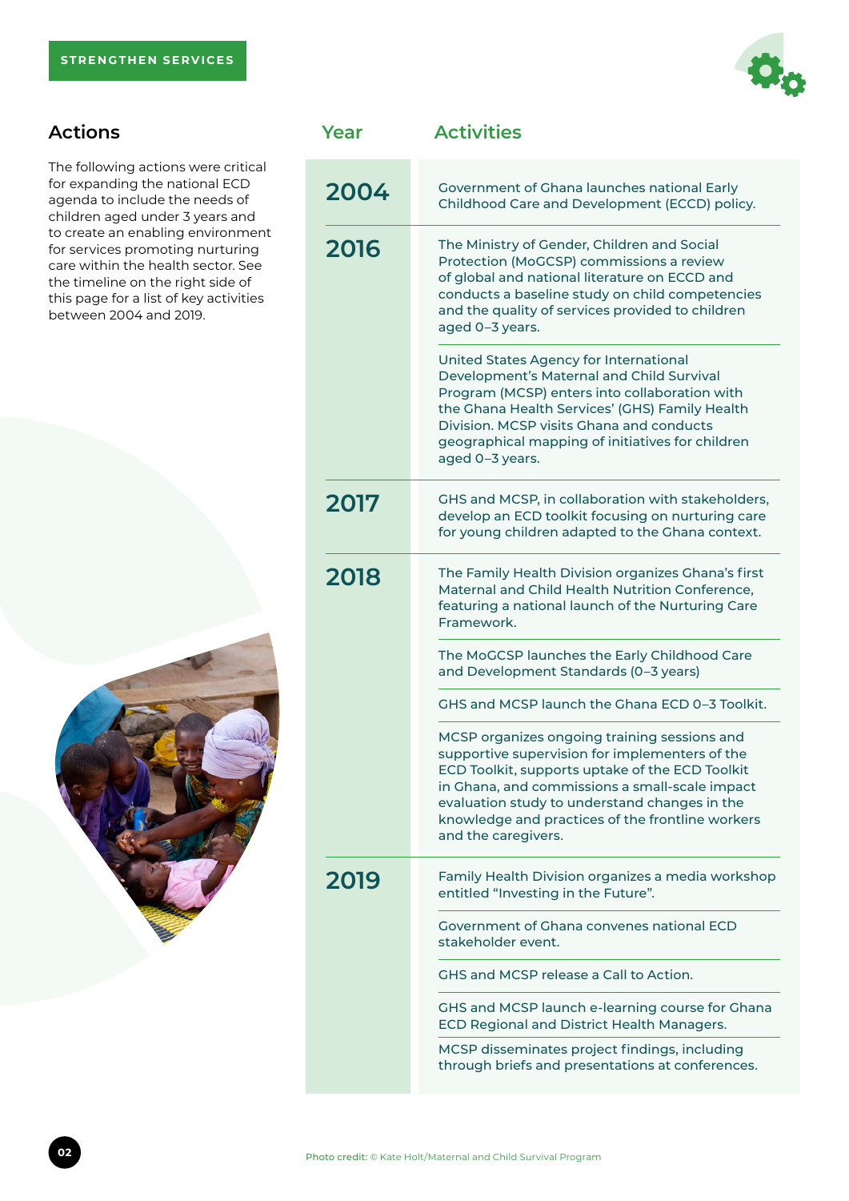STRENGTHEN SERVICES

## Actions

The following actions were critical for expanding the national ECD agenda to include the needs of children aged under 3 years and to create an enabling environment for services promoting nurturing care within the health sector. See the timeline on the right side of this page for a list of key activities between 2004 and 2019.

| Year | Activities |
|---|---|
| 2004 | Government of Ghana launches national Early Childhood Care and Development (ECCD) policy. |
| 2016 | The Ministry of Gender, Children and Social Protection (MoGCSP) commissions a review of global and national literature on ECCD and conducts a baseline study on child competencies and the quality of services provided to children aged 0–3 years. |
| | United States Agency for International Development's Maternal and Child Survival Program (MCSP) enters into collaboration with the Ghana Health Services' (GHS) Family Health Division. MCSP visits Ghana and conducts geographical mapping of initiatives for children aged 0–3 years. |
| 2017 | GHS and MCSP, in collaboration with stakeholders, develop an ECD toolkit focusing on nurturing care for young children adapted to the Ghana context. |
| 2018 | The Family Health Division organizes Ghana's first Maternal and Child Health Nutrition Conference, featuring a national launch of the Nurturing Care Framework. |
| | The MoGCSP launches the Early Childhood Care and Development Standards (0–3 years) |
| | GHS and MCSP launch the Ghana ECD 0–3 Toolkit. |
| | MCSP organizes ongoing training sessions and supportive supervision for implementers of the ECD Toolkit, supports uptake of the ECD Toolkit in Ghana, and commissions a small-scale impact evaluation study to understand changes in the knowledge and practices of the frontline workers and the caregivers. |
| 2019 | Family Health Division organizes a media workshop entitled "Investing in the Future". |
| | Government of Ghana convenes national ECD stakeholder event. |
| | GHS and MCSP release a Call to Action. |
| | GHS and MCSP launch e-learning course for Ghana ECD Regional and District Health Managers. |
| | MCSP disseminates project findings, including through briefs and presentations at conferences. |

Photo credit: © Kate Holt/Maternal and Child Survival Program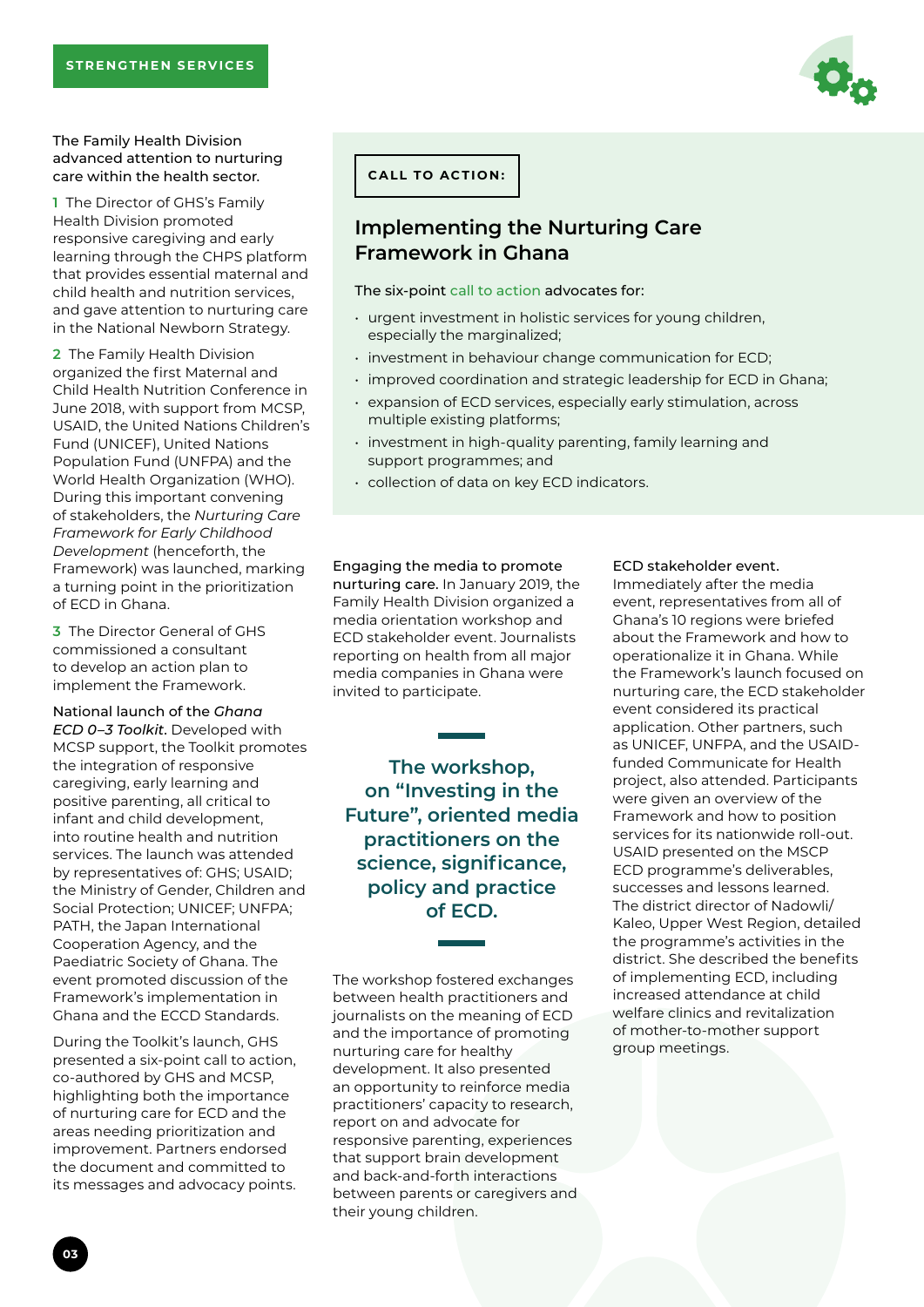STRENGTHEN SERVICES

The Family Health Division advanced attention to nurturing care within the health sector.

**1** The Director of GHS's Family Health Division promoted responsive caregiving and early learning through the CHPS platform that provides essential maternal and child health and nutrition services, and gave attention to nurturing care in the National Newborn Strategy.

**2** The Family Health Division organized the first Maternal and Child Health Nutrition Conference in June 2018, with support from MCSP, USAID, the United Nations Children's Fund (UNICEF), United Nations Population Fund (UNFPA) and the World Health Organization (WHO). During this important convening of stakeholders, the *Nurturing Care Framework for Early Childhood Development* (henceforth, the Framework) was launched, marking a turning point in the prioritization of ECD in Ghana.

**3** The Director General of GHS commissioned a consultant to develop an action plan to implement the Framework.

National launch of the *Ghana ECD 0–3 Toolkit*. Developed with MCSP support, the Toolkit promotes the integration of responsive caregiving, early learning and positive parenting, all critical to infant and child development, into routine health and nutrition services. The launch was attended by representatives of: GHS; USAID; the Ministry of Gender, Children and Social Protection; UNICEF; UNFPA; PATH, the Japan International Cooperation Agency, and the Paediatric Society of Ghana. The event promoted discussion of the Framework's implementation in Ghana and the ECCD Standards.

During the Toolkit's launch, GHS presented a six-point call to action, co-authored by GHS and MCSP, highlighting both the importance of nurturing care for ECD and the areas needing prioritization and improvement. Partners endorsed the document and committed to its messages and advocacy points.

**CALL TO ACTION:**

## Implementing the Nurturing Care Framework in Ghana

The six-point call to action advocates for:

- urgent investment in holistic services for young children, especially the marginalized;
- investment in behaviour change communication for ECD;
- improved coordination and strategic leadership for ECD in Ghana;
- expansion of ECD services, especially early stimulation, across multiple existing platforms;
- investment in high-quality parenting, family learning and support programmes; and
- collection of data on key ECD indicators.

Engaging the media to promote nurturing care. In January 2019, the Family Health Division organized a media orientation workshop and ECD stakeholder event. Journalists reporting on health from all major media companies in Ghana were invited to participate.

**The workshop, on "Investing in the Future", oriented media practitioners on the science, significance, policy and practice of ECD.**

The workshop fostered exchanges between health practitioners and journalists on the meaning of ECD and the importance of promoting nurturing care for healthy development. It also presented an opportunity to reinforce media practitioners' capacity to research, report on and advocate for responsive parenting, experiences that support brain development and back-and-forth interactions between parents or caregivers and their young children.

ECD stakeholder event. Immediately after the media event, representatives from all of Ghana's 10 regions were briefed about the Framework and how to operationalize it in Ghana. While the Framework's launch focused on nurturing care, the ECD stakeholder event considered its practical application. Other partners, such as UNICEF, UNFPA, and the USAID-funded Communicate for Health project, also attended. Participants were given an overview of the Framework and how to position services for its nationwide roll-out. USAID presented on the MSCP ECD programme's deliverables, successes and lessons learned. The district director of Nadowli/Kaleo, Upper West Region, detailed the programme's activities in the district. She described the benefits of implementing ECD, including increased attendance at child welfare clinics and revitalization of mother-to-mother support group meetings.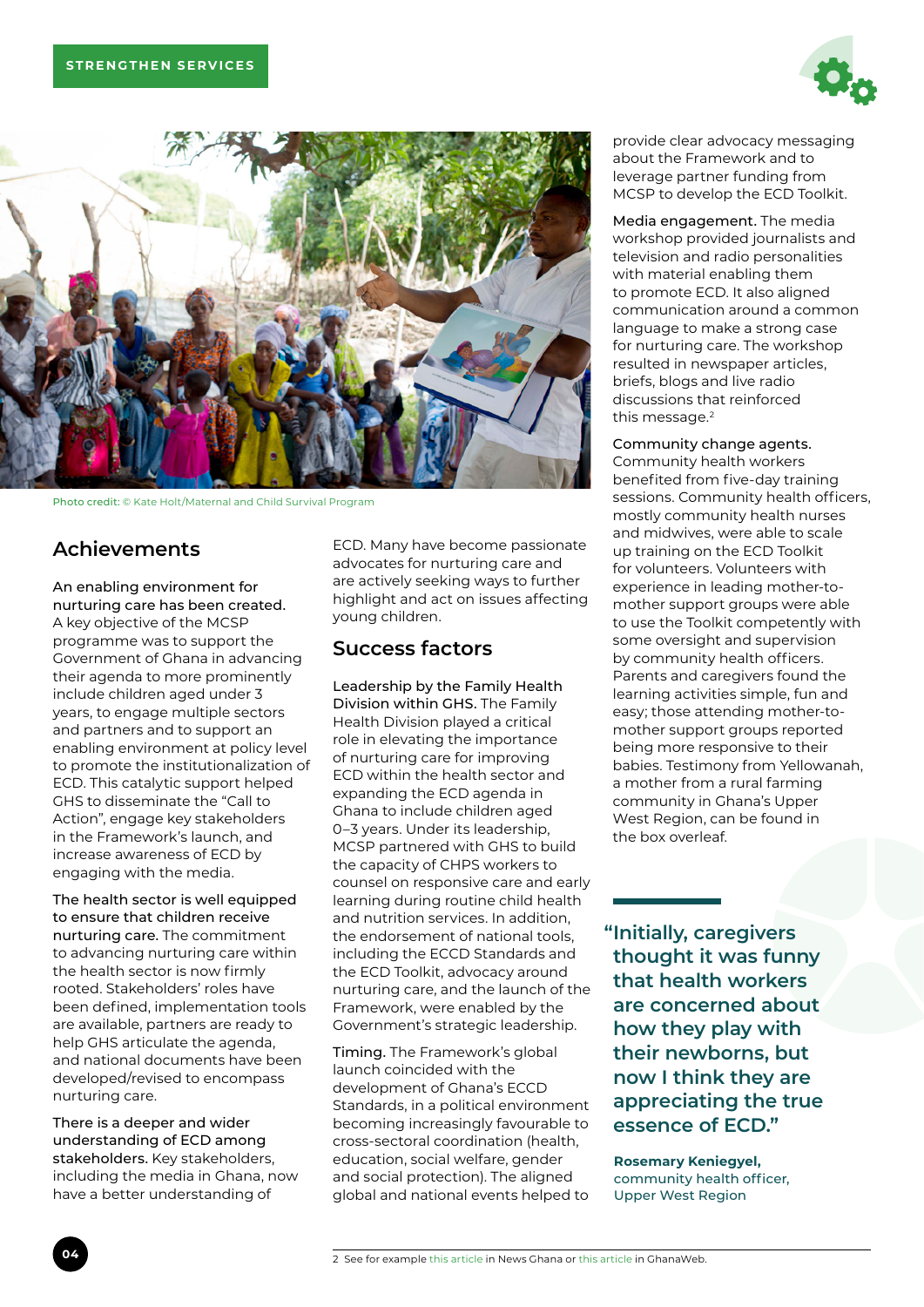STRENGTHEN SERVICES

Photo credit: © Kate Holt/Maternal and Child Survival Program

## Achievements

**An enabling environment for nurturing care has been created.** A key objective of the MCSP programme was to support the Government of Ghana in advancing their agenda to more prominently include children aged under 3 years, to engage multiple sectors and partners and to support an enabling environment at policy level to promote the institutionalization of ECD. This catalytic support helped GHS to disseminate the "Call to Action", engage key stakeholders in the Framework's launch, and increase awareness of ECD by engaging with the media.

**The health sector is well equipped to ensure that children receive nurturing care.** The commitment to advancing nurturing care within the health sector is now firmly rooted. Stakeholders' roles have been defined, implementation tools are available, partners are ready to help GHS articulate the agenda, and national documents have been developed/revised to encompass nurturing care.

**There is a deeper and wider understanding of ECD among stakeholders.** Key stakeholders, including the media in Ghana, now have a better understanding of ECD. Many have become passionate advocates for nurturing care and are actively seeking ways to further highlight and act on issues affecting young children.

## Success factors

**Leadership by the Family Health Division within GHS.** The Family Health Division played a critical role in elevating the importance of nurturing care for improving ECD within the health sector and expanding the ECD agenda in Ghana to include children aged 0–3 years. Under its leadership, MCSP partnered with GHS to build the capacity of CHPS workers to counsel on responsive care and early learning during routine child health and nutrition services. In addition, the endorsement of national tools, including the ECCD Standards and the ECD Toolkit, advocacy around nurturing care, and the launch of the Framework, were enabled by the Government's strategic leadership.

**Timing.** The Framework's global launch coincided with the development of Ghana's ECCD Standards, in a political environment becoming increasingly favourable to cross-sectoral coordination (health, education, social welfare, gender and social protection). The aligned global and national events helped to provide clear advocacy messaging about the Framework and to leverage partner funding from MCSP to develop the ECD Toolkit.

**Media engagement.** The media workshop provided journalists and television and radio personalities with material enabling them to promote ECD. It also aligned communication around a common language to make a strong case for nurturing care. The workshop resulted in newspaper articles, briefs, blogs and live radio discussions that reinforced this message.[2]

**Community change agents.** Community health workers benefited from five-day training sessions. Community health officers, mostly community health nurses and midwives, were able to scale up training on the ECD Toolkit for volunteers. Volunteers with experience in leading mother-to-mother support groups were able to use the Toolkit competently with some oversight and supervision by community health officers. Parents and caregivers found the learning activities simple, fun and easy; those attending mother-to-mother support groups reported being more responsive to their babies. Testimony from Yellowanah, a mother from a rural farming community in Ghana's Upper West Region, can be found in the box overleaf.

> **"Initially, caregivers thought it was funny that health workers are concerned about how they play with their newborns, but now I think they are appreciating the true essence of ECD."**
>
> **Rosemary Keniegyel,** community health officer, Upper West Region

---

2 See for example this article in News Ghana or this article in GhanaWeb.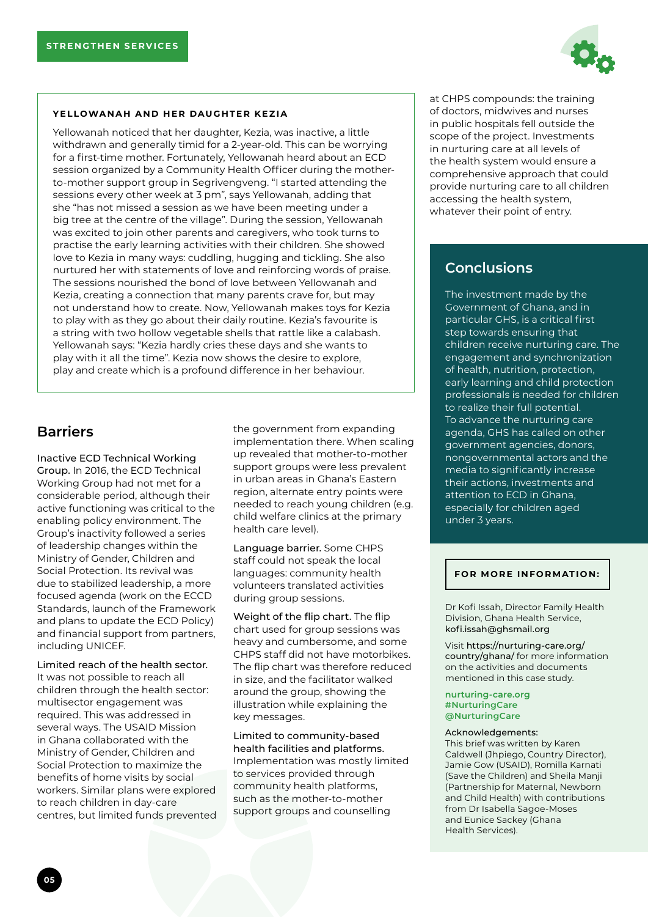STRENGTHEN SERVICES

### YELLOWANAH AND HER DAUGHTER KEZIA

Yellowanah noticed that her daughter, Kezia, was inactive, a little withdrawn and generally timid for a 2-year-old. This can be worrying for a first-time mother. Fortunately, Yellowanah heard about an ECD session organized by a Community Health Officer during the mother-to-mother support group in Segrivengveng. "I started attending the sessions every other week at 3 pm", says Yellowanah, adding that she "has not missed a session as we have been meeting under a big tree at the centre of the village". During the session, Yellowanah was excited to join other parents and caregivers, who took turns to practise the early learning activities with their children. She showed love to Kezia in many ways: cuddling, hugging and tickling. She also nurtured her with statements of love and reinforcing words of praise. The sessions nourished the bond of love between Yellowanah and Kezia, creating a connection that many parents crave for, but may not understand how to create. Now, Yellowanah makes toys for Kezia to play with as they go about their daily routine. Kezia's favourite is a string with two hollow vegetable shells that rattle like a calabash. Yellowanah says: "Kezia hardly cries these days and she wants to play with it all the time". Kezia now shows the desire to explore, play and create which is a profound difference in her behaviour.

## Barriers

**Inactive ECD Technical Working Group.** In 2016, the ECD Technical Working Group had not met for a considerable period, although their active functioning was critical to the enabling policy environment. The Group's inactivity followed a series of leadership changes within the Ministry of Gender, Children and Social Protection. Its revival was due to stabilized leadership, a more focused agenda (work on the ECCD Standards, launch of the Framework and plans to update the ECD Policy) and financial support from partners, including UNICEF.

**Limited reach of the health sector.** It was not possible to reach all children through the health sector: multisector engagement was required. This was addressed in several ways. The USAID Mission in Ghana collaborated with the Ministry of Gender, Children and Social Protection to maximize the benefits of home visits by social workers. Similar plans were explored to reach children in day-care centres, but limited funds prevented the government from expanding implementation there. When scaling up revealed that mother-to-mother support groups were less prevalent in urban areas in Ghana's Eastern region, alternate entry points were needed to reach young children (e.g. child welfare clinics at the primary health care level).

**Language barrier.** Some CHPS staff could not speak the local languages: community health volunteers translated activities during group sessions.

**Weight of the flip chart.** The flip chart used for group sessions was heavy and cumbersome, and some CHPS staff did not have motorbikes. The flip chart was therefore reduced in size, and the facilitator walked around the group, showing the illustration while explaining the key messages.

**Limited to community-based health facilities and platforms.** Implementation was mostly limited to services provided through community health platforms, such as the mother-to-mother support groups and counselling at CHPS compounds: the training of doctors, midwives and nurses in public hospitals fell outside the scope of the project. Investments in nurturing care at all levels of the health system would ensure a comprehensive approach that could provide nurturing care to all children accessing the health system, whatever their point of entry.

## Conclusions

The investment made by the Government of Ghana, and in particular GHS, is a critical first step towards ensuring that children receive nurturing care. The engagement and synchronization of health, nutrition, protection, early learning and child protection professionals is needed for children to realize their full potential. To advance the nurturing care agenda, GHS has called on other government agencies, donors, nongovernmental actors and the media to significantly increase their actions, investments and attention to ECD in Ghana, especially for children aged under 3 years.

### FOR MORE INFORMATION:

Dr Kofi Issah, Director Family Health Division, Ghana Health Service, kofi.issah@ghsmail.org

Visit https://nurturing-care.org/country/ghana/ for more information on the activities and documents mentioned in this case study.

nurturing-care.org
#NurturingCare
@NurturingCare

Acknowledgements:
This brief was written by Karen Caldwell (Jhpiego, Country Director), Jamie Gow (USAID), Romilla Karnati (Save the Children) and Sheila Manji (Partnership for Maternal, Newborn and Child Health) with contributions from Dr Isabella Sagoe-Moses and Eunice Sackey (Ghana Health Services).